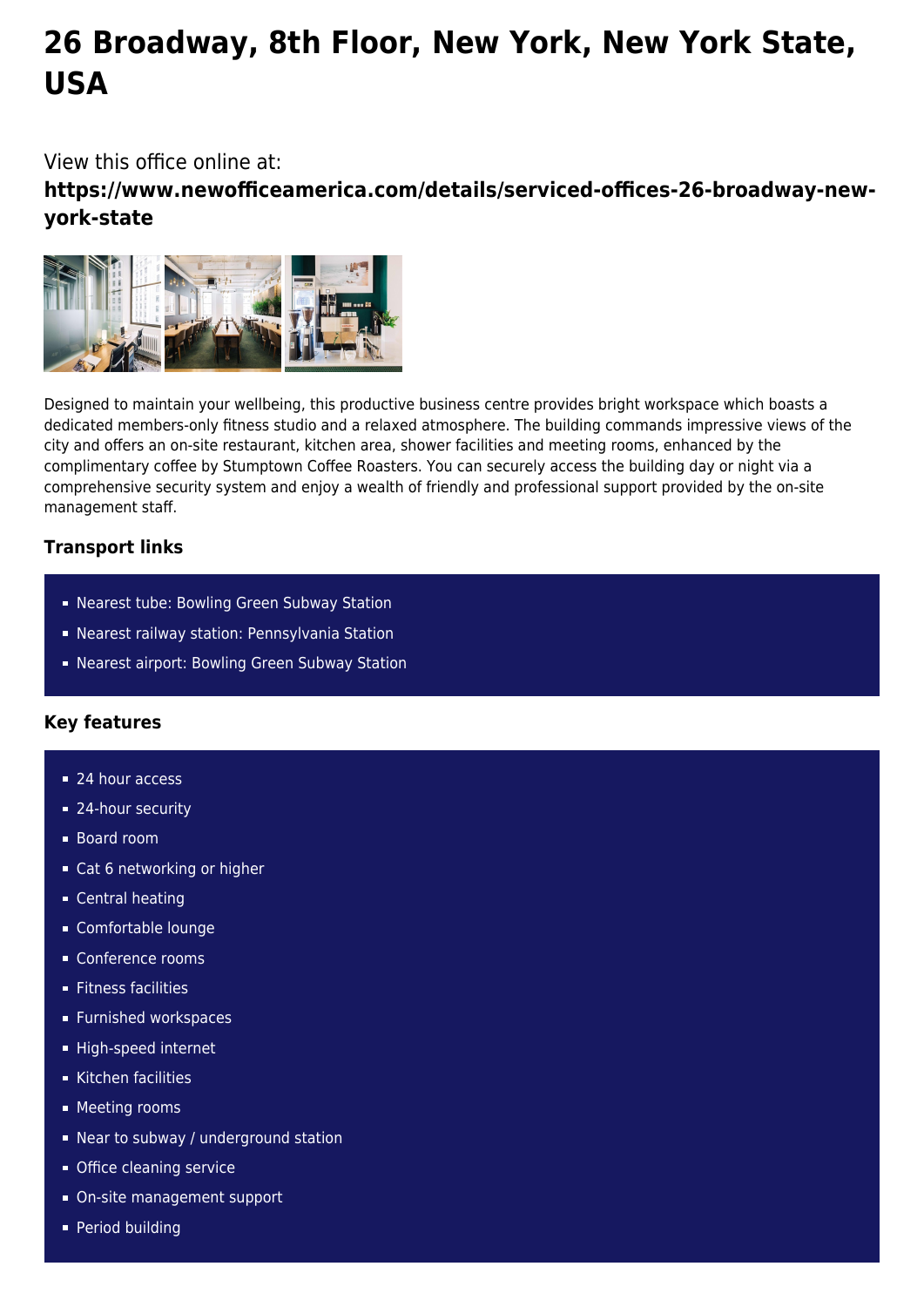# 26 Broadway, 8th Floor, New York, New York State, USA

View this office online at:

**https://www.newofficeamerica.com/details/serviced-offices-26-broadway-new-york-state**

Designed to maintain your wellbeing, this productive business centre provides bright workspace which boasts a dedicated members-only fitness studio and a relaxed atmosphere. The building commands impressive views of the city and offers an on-site restaurant, kitchen area, shower facilities and meeting rooms, enhanced by the complimentary coffee by Stumptown Coffee Roasters. You can securely access the building day or night via a comprehensive security system and enjoy a wealth of friendly and professional support provided by the on-site management staff.

### Transport links

- Nearest tube: Bowling Green Subway Station
- Nearest railway station: Pennsylvania Station
- Nearest airport: Bowling Green Subway Station

### Key features

- 24 hour access
- 24-hour security
- Board room
- Cat 6 networking or higher
- Central heating
- Comfortable lounge
- Conference rooms
- Fitness facilities
- Furnished workspaces
- High-speed internet
- Kitchen facilities
- Meeting rooms
- Near to subway / underground station
- Office cleaning service
- On-site management support
- Period building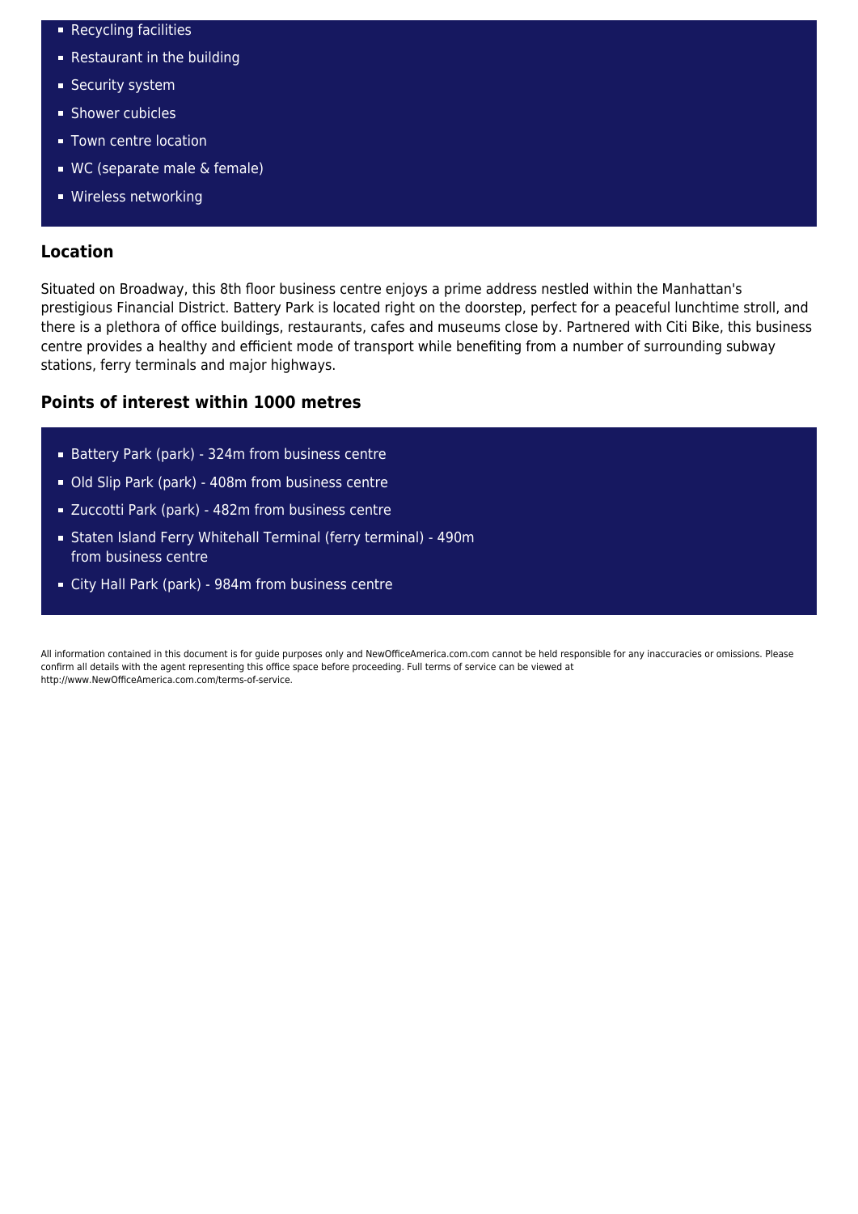- Recycling facilities
- Restaurant in the building
- Security system
- Shower cubicles
- Town centre location
- WC (separate male & female)
- Wireless networking

## Location

Situated on Broadway, this 8th floor business centre enjoys a prime address nestled within the Manhattan's prestigious Financial District. Battery Park is located right on the doorstep, perfect for a peaceful lunchtime stroll, and there is a plethora of office buildings, restaurants, cafes and museums close by. Partnered with Citi Bike, this business centre provides a healthy and efficient mode of transport while benefiting from a number of surrounding subway stations, ferry terminals and major highways.

## Points of interest within 1000 metres

- Battery Park (park) - 324m from business centre
- Old Slip Park (park) - 408m from business centre
- Zuccotti Park (park) - 482m from business centre
- Staten Island Ferry Whitehall Terminal (ferry terminal) - 490m from business centre
- City Hall Park (park) - 984m from business centre

All information contained in this document is for guide purposes only and NewOfficeAmerica.com.com cannot be held responsible for any inaccuracies or omissions. Please confirm all details with the agent representing this office space before proceeding. Full terms of service can be viewed at http://www.NewOfficeAmerica.com.com/terms-of-service.